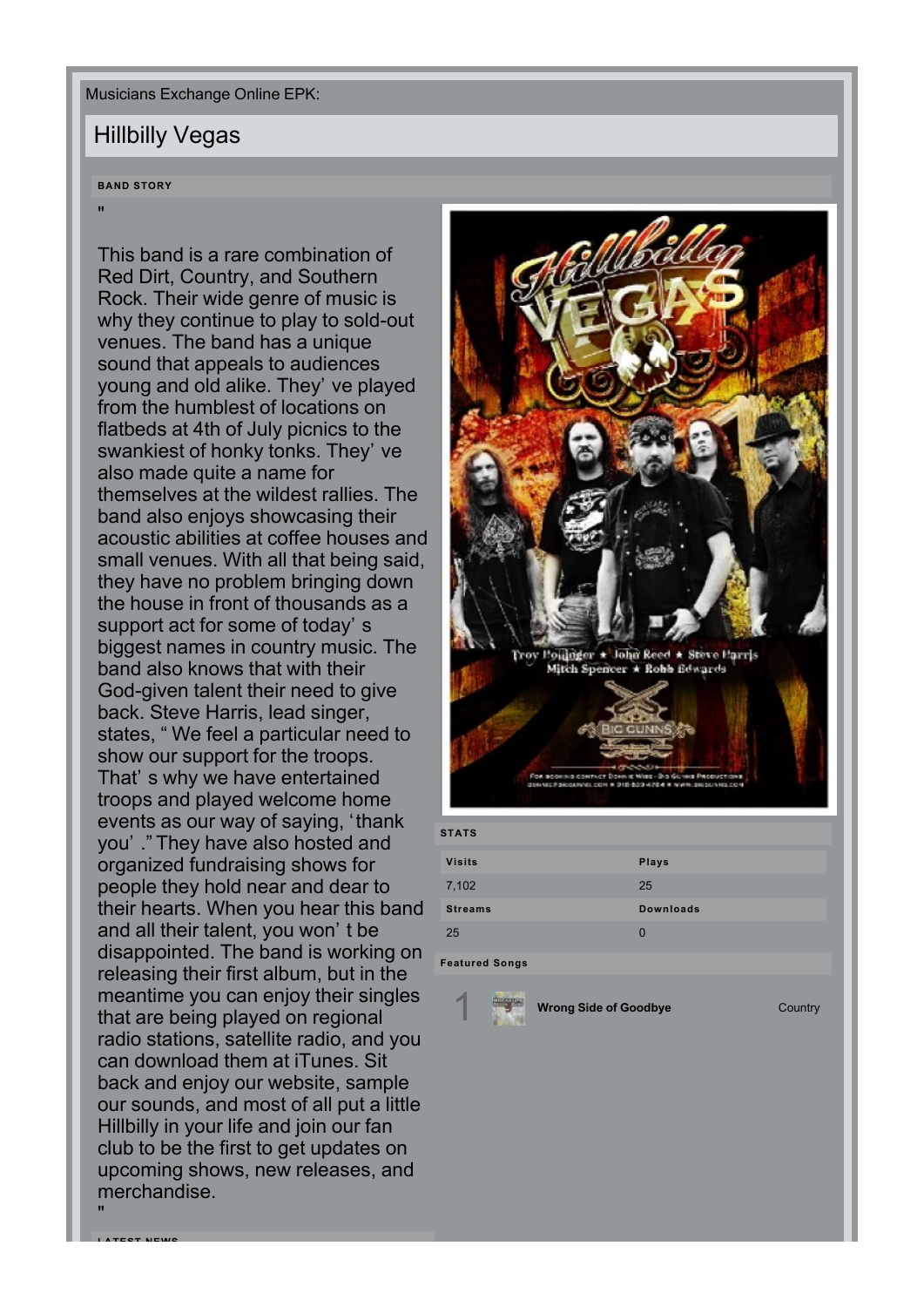Musicians Exchange Online EPK:

# Hillbilly Vegas

## BAND STORY

"

This band is a rare combination of Red Dirt, Country, and Southern Rock. Their wide genre of music is why they continue to play to sold-out venues. The band has a unique sound that appeals to audiences young and old alike. They' ve played from the humblest of locations on flatbeds at 4th of July picnics to the swankiest of honky tonks. They' ve also made quite a name for themselves at the wildest rallies. The band also enjoys showcasing their acoustic abilities at coffee houses and small venues. With all that being said, they have no problem bringing down the house in front of thousands as a support act for some of today' s biggest names in country music. The band also knows that with their God-given talent their need to give back. Steve Harris, lead singer, states, " We feel a particular need to show our support for the troops. That' s why we have entertained troops and played welcome home events as our way of saying, 'thank you' ." They have also hosted and organized fundraising shows for people they hold near and dear to their hearts. When you hear this band and all their talent, you won' t be disappointed. The band is working on releasing their first album, but in the meantime you can enjoy their singles that are being played on regional radio stations, satellite radio, and you can download them at iTunes. Sit back and enjoy our website, sample our sounds, and most of all put a little Hillbilly in your life and join our fan club to be the first to get updates on upcoming shows, new releases, and merchandise.

"

## STATS

| Visits | Plays |
|---|---|
| 7,102 | 25 |
| **Streams** | **Downloads** |
| 25 | 0 |

## Featured Songs

| # | Song | Genre |
|---|---|---|
| 1 | Wrong Side of Goodbye | Country |

## LATEST NEWS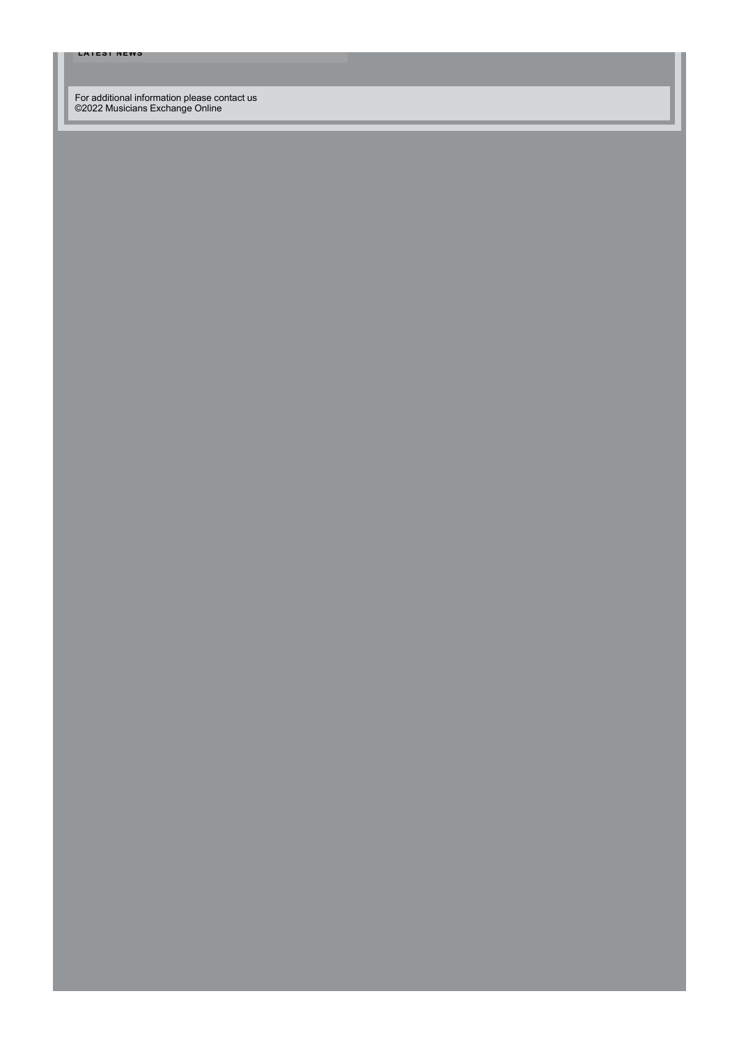LATEST NEWS

For additional information please contact us
©2022 Musicians Exchange Online